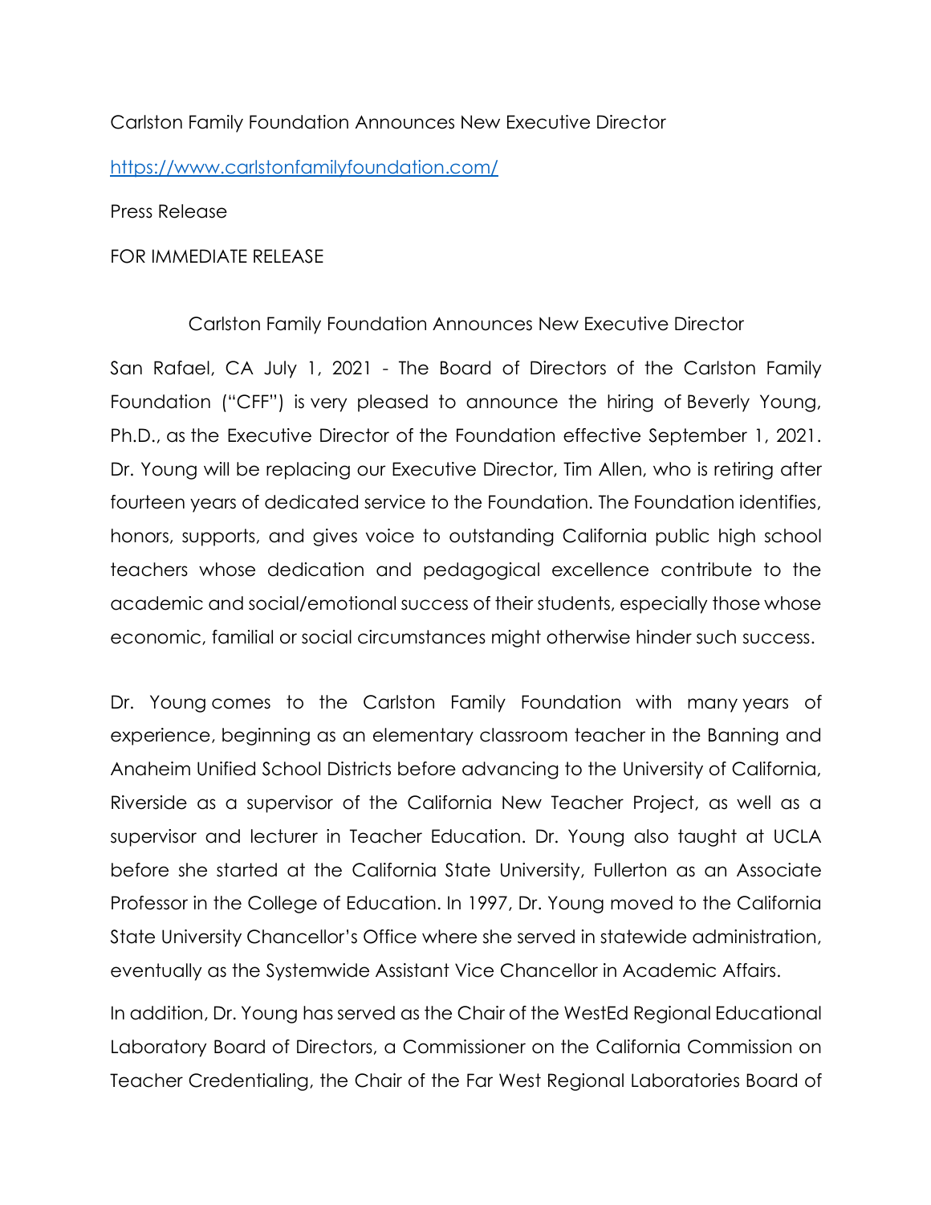Carlston Family Foundation Announces New Executive Director

https://www.carlstonfamilyfoundation.com/

Press Release

FOR IMMEDIATE RELEASE

## Carlston Family Foundation Announces New Executive Director

San Rafael, CA July 1, 2021 - The Board of Directors of the Carlston Family Foundation ("CFF") is very pleased to announce the hiring of Beverly Young, Ph.D., as the Executive Director of the Foundation effective September 1, 2021. Dr. Young will be replacing our Executive Director, Tim Allen, who is retiring after fourteen years of dedicated service to the Foundation. The Foundation identifies, honors, supports, and gives voice to outstanding California public high school teachers whose dedication and pedagogical excellence contribute to the academic and social/emotional success of their students, especially those whose economic, familial or social circumstances might otherwise hinder such success.

Dr. Young comes to the Carlston Family Foundation with many years of experience, beginning as an elementary classroom teacher in the Banning and Anaheim Unified School Districts before advancing to the University of California, Riverside as a supervisor of the California New Teacher Project, as well as a supervisor and lecturer in Teacher Education. Dr. Young also taught at UCLA before she started at the California State University, Fullerton as an Associate Professor in the College of Education. In 1997, Dr. Young moved to the California State University Chancellor's Office where she served in statewide administration, eventually as the Systemwide Assistant Vice Chancellor in Academic Affairs.

In addition, Dr. Young has served as the Chair of the WestEd Regional Educational Laboratory Board of Directors, a Commissioner on the California Commission on Teacher Credentialing, the Chair of the Far West Regional Laboratories Board of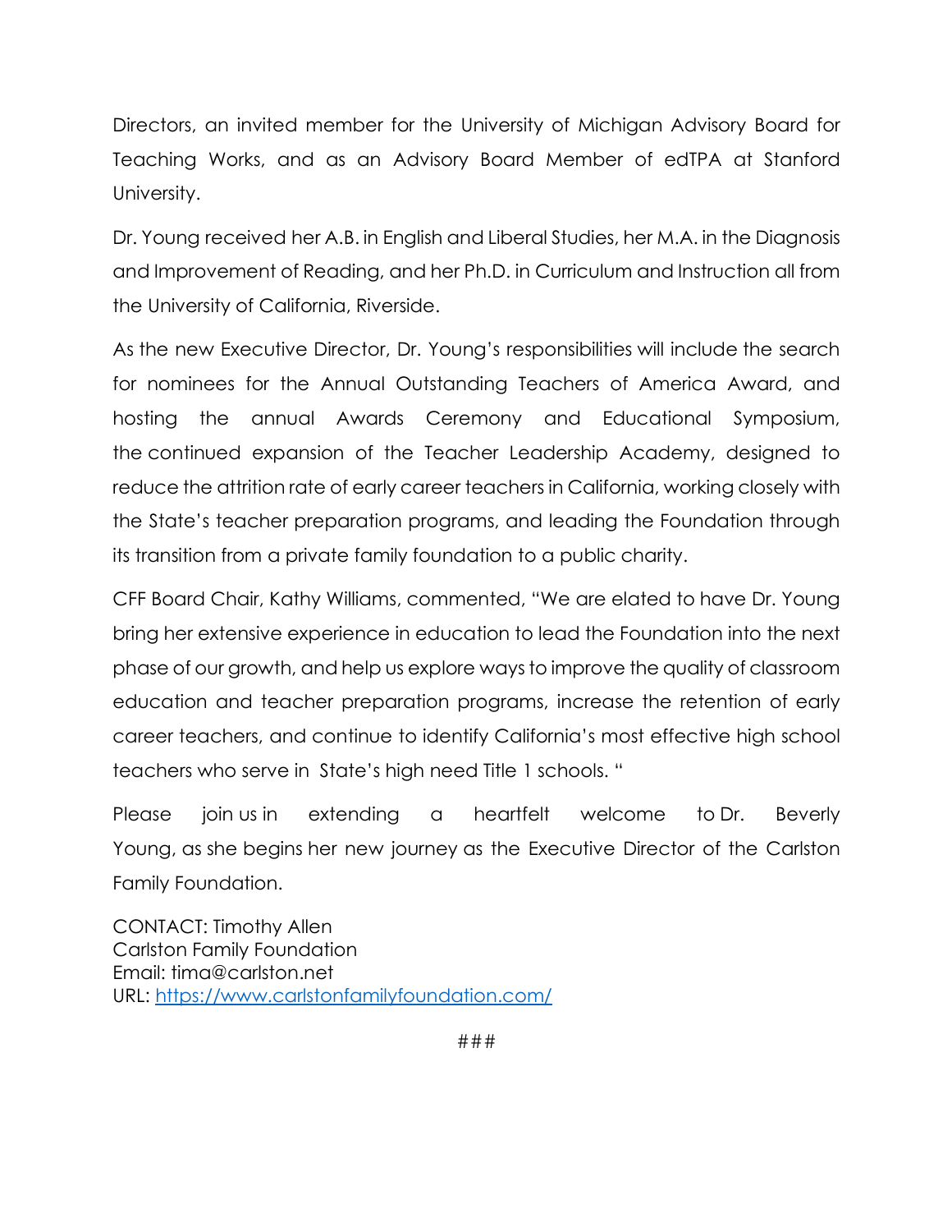Directors, an invited member for the University of Michigan Advisory Board for Teaching Works, and as an Advisory Board Member of edTPA at Stanford University.

Dr. Young received her A.B. in English and Liberal Studies, her M.A. in the Diagnosis and Improvement of Reading, and her Ph.D. in Curriculum and Instruction all from the University of California, Riverside.

As the new Executive Director, Dr. Young's responsibilities will include the search for nominees for the Annual Outstanding Teachers of America Award, and hosting the annual Awards Ceremony and Educational Symposium, the continued expansion of the Teacher Leadership Academy, designed to reduce the attrition rate of early career teachers in California, working closely with the State's teacher preparation programs, and leading the Foundation through its transition from a private family foundation to a public charity.

CFF Board Chair, Kathy Williams, commented, "We are elated to have Dr. Young bring her extensive experience in education to lead the Foundation into the next phase of our growth, and help us explore ways to improve the quality of classroom education and teacher preparation programs, increase the retention of early career teachers, and continue to identify California's most effective high school teachers who serve in State's high need Title 1 schools. "

Please join us in extending a heartfelt welcome to Dr. Beverly Young, as she begins her new journey as the Executive Director of the Carlston Family Foundation.

CONTACT: Timothy Allen
Carlston Family Foundation
Email: tima@carlston.net
URL: https://www.carlstonfamilyfoundation.com/

###